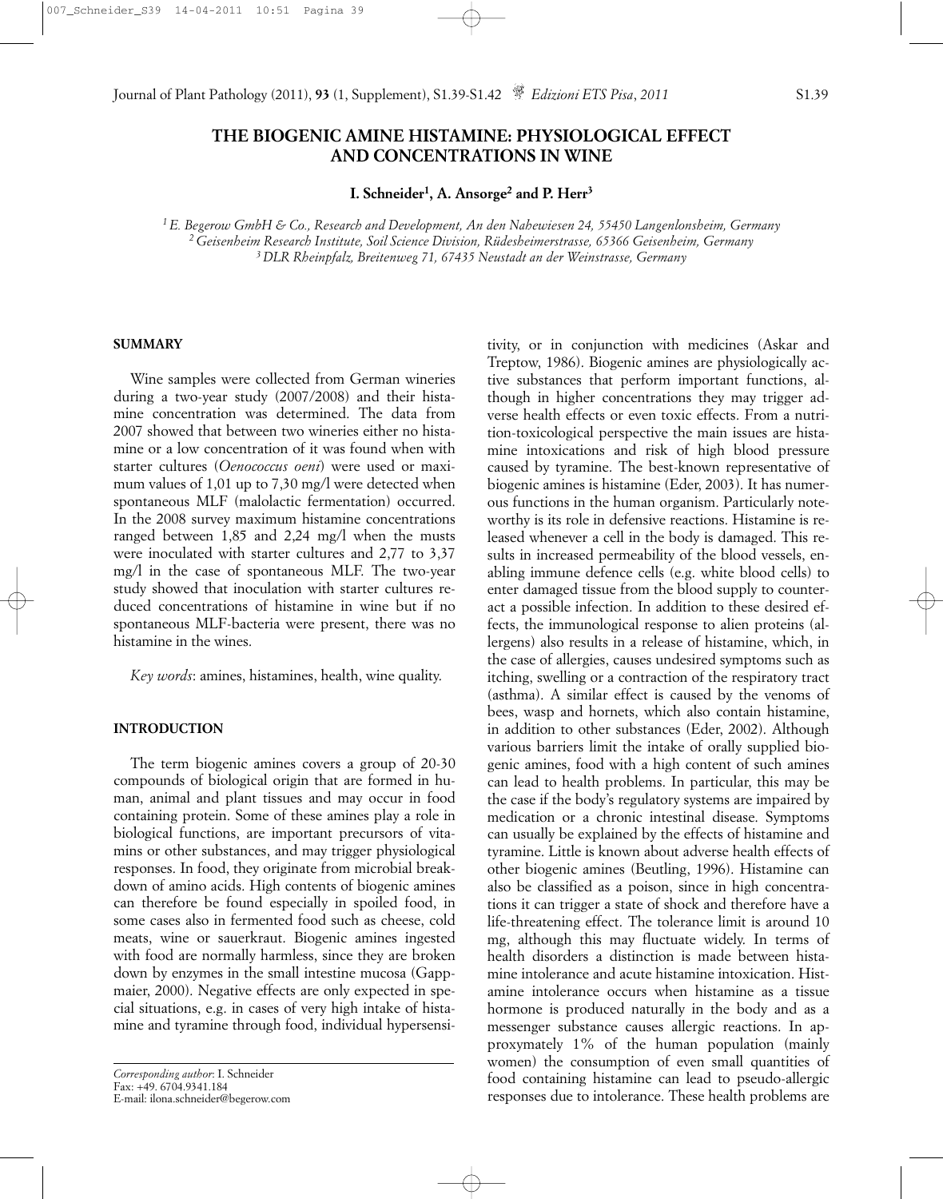# THE BIOGENIC AMINE HISTAMINE: PHYSIOLOGICAL EFFECT AND CONCENTRATIONS IN WINE

**I. Schneider[1], A. Ansorge[2] and P. Herr[3]**

[1] *E. Begerow GmbH & Co., Research and Development, An den Nahewiesen 24, 55450 Langenlonsheim, Germany*
[2] *Geisenheim Research Institute, Soil Science Division, Rüdesheimerstrasse, 65366 Geisenheim, Germany*
[3] *DLR Rheinpfalz, Breitenweg 71, 67435 Neustadt an der Weinstrasse, Germany*

## SUMMARY

Wine samples were collected from German wineries during a two-year study (2007/2008) and their histamine concentration was determined. The data from 2007 showed that between two wineries either no histamine or a low concentration of it was found when with starter cultures (*Oenococcus oeni*) were used or maximum values of 1,01 up to 7,30 mg/l were detected when spontaneous MLF (malolactic fermentation) occurred. In the 2008 survey maximum histamine concentrations ranged between 1,85 and 2,24 mg/l when the musts were inoculated with starter cultures and 2,77 to 3,37 mg/l in the case of spontaneous MLF. The two-year study showed that inoculation with starter cultures reduced concentrations of histamine in wine but if no spontaneous MLF-bacteria were present, there was no histamine in the wines.

*Key words*: amines, histamines, health, wine quality.

## INTRODUCTION

The term biogenic amines covers a group of 20-30 compounds of biological origin that are formed in human, animal and plant tissues and may occur in food containing protein. Some of these amines play a role in biological functions, are important precursors of vitamins or other substances, and may trigger physiological responses. In food, they originate from microbial breakdown of amino acids. High contents of biogenic amines can therefore be found especially in spoiled food, in some cases also in fermented food such as cheese, cold meats, wine or sauerkraut. Biogenic amines ingested with food are normally harmless, since they are broken down by enzymes in the small intestine mucosa (Gappmaier, 2000). Negative effects are only expected in special situations, e.g. in cases of very high intake of histamine and tyramine through food, individual hypersensitivity, or in conjunction with medicines (Askar and Treptow, 1986). Biogenic amines are physiologically active substances that perform important functions, although in higher concentrations they may trigger adverse health effects or even toxic effects. From a nutrition-toxicological perspective the main issues are histamine intoxications and risk of high blood pressure caused by tyramine. The best-known representative of biogenic amines is histamine (Eder, 2003). It has numerous functions in the human organism. Particularly noteworthy is its role in defensive reactions. Histamine is released whenever a cell in the body is damaged. This results in increased permeability of the blood vessels, enabling immune defence cells (e.g. white blood cells) to enter damaged tissue from the blood supply to counteract a possible infection. In addition to these desired effects, the immunological response to alien proteins (allergens) also results in a release of histamine, which, in the case of allergies, causes undesired symptoms such as itching, swelling or a contraction of the respiratory tract (asthma). A similar effect is caused by the venoms of bees, wasp and hornets, which also contain histamine, in addition to other substances (Eder, 2002). Although various barriers limit the intake of orally supplied biogenic amines, food with a high content of such amines can lead to health problems. In particular, this may be the case if the body's regulatory systems are impaired by medication or a chronic intestinal disease. Symptoms can usually be explained by the effects of histamine and tyramine. Little is known about adverse health effects of other biogenic amines (Beutling, 1996). Histamine can also be classified as a poison, since in high concentrations it can trigger a state of shock and therefore have a life-threatening effect. The tolerance limit is around 10 mg, although this may fluctuate widely. In terms of health disorders a distinction is made between histamine intolerance and acute histamine intoxication. Histamine intolerance occurs when histamine as a tissue hormone is produced naturally in the body and as a messenger substance causes allergic reactions. In approxymately 1% of the human population (mainly women) the consumption of even small quantities of food containing histamine can lead to pseudo-allergic responses due to intolerance. These health problems are

*Corresponding author*: I. Schneider
Fax: +49. 6704.9341.184
E-mail: ilona.schneider@begerow.com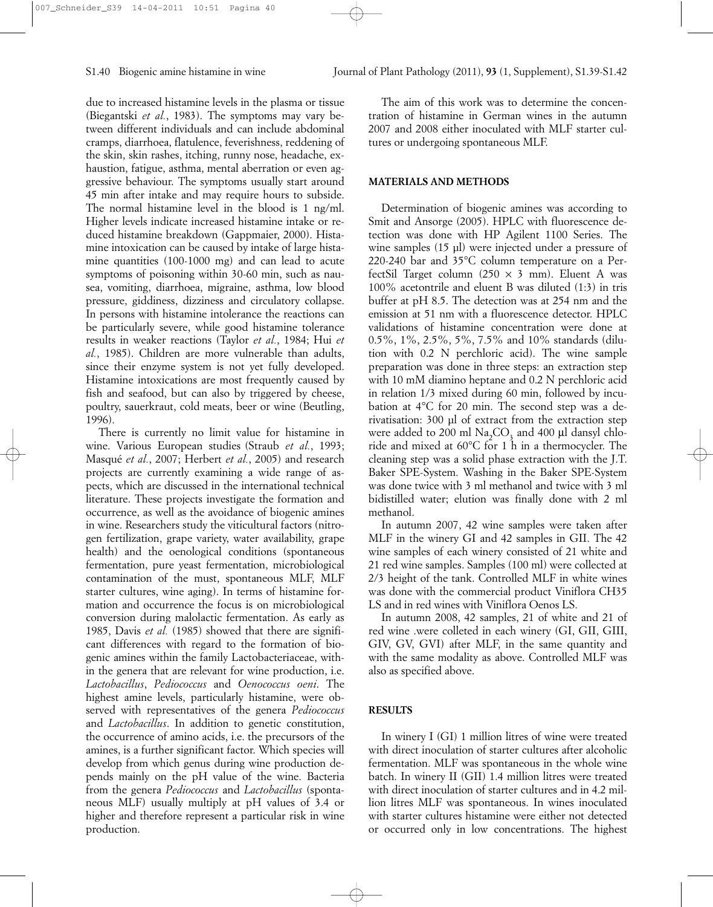due to increased histamine levels in the plasma or tissue (Biegantski *et al.*, 1983). The symptoms may vary between different individuals and can include abdominal cramps, diarrhoea, flatulence, feverishness, reddening of the skin, skin rashes, itching, runny nose, headache, exhaustion, fatigue, asthma, mental aberration or even aggressive behaviour. The symptoms usually start around 45 min after intake and may require hours to subside. The normal histamine level in the blood is 1 ng/ml. Higher levels indicate increased histamine intake or reduced histamine breakdown (Gappmaier, 2000). Histamine intoxication can be caused by intake of large histamine quantities (100-1000 mg) and can lead to acute symptoms of poisoning within 30-60 min, such as nausea, vomiting, diarrhoea, migraine, asthma, low blood pressure, giddiness, dizziness and circulatory collapse. In persons with histamine intolerance the reactions can be particularly severe, while good histamine tolerance results in weaker reactions (Taylor *et al.*, 1984; Hui *et al.*, 1985). Children are more vulnerable than adults, since their enzyme system is not yet fully developed. Histamine intoxications are most frequently caused by fish and seafood, but can also by triggered by cheese, poultry, sauerkraut, cold meats, beer or wine (Beutling, 1996).

There is currently no limit value for histamine in wine. Various European studies (Straub *et al.*, 1993; Masqué *et al.*, 2007; Herbert *et al.*, 2005) and research projects are currently examining a wide range of aspects, which are discussed in the international technical literature. These projects investigate the formation and occurrence, as well as the avoidance of biogenic amines in wine. Researchers study the viticultural factors (nitrogen fertilization, grape variety, water availability, grape health) and the oenological conditions (spontaneous fermentation, pure yeast fermentation, microbiological contamination of the must, spontaneous MLF, MLF starter cultures, wine aging). In terms of histamine formation and occurrence the focus is on microbiological conversion during malolactic fermentation. As early as 1985, Davis *et al.* (1985) showed that there are significant differences with regard to the formation of biogenic amines within the family Lactobacteriaceae, within the genera that are relevant for wine production, i.e. *Lactobacillus*, *Pediococcus* and *Oenococcus oeni*. The highest amine levels, particularly histamine, were observed with representatives of the genera *Pediococcus* and *Lactobacillus*. In addition to genetic constitution, the occurrence of amino acids, i.e. the precursors of the amines, is a further significant factor. Which species will develop from which genus during wine production depends mainly on the pH value of the wine. Bacteria from the genera *Pediococcus* and *Lactobacillus* (spontaneous MLF) usually multiply at pH values of 3.4 or higher and therefore represent a particular risk in wine production.

The aim of this work was to determine the concentration of histamine in German wines in the autumn 2007 and 2008 either inoculated with MLF starter cultures or undergoing spontaneous MLF.

## MATERIALS AND METHODS

Determination of biogenic amines was according to Smit and Ansorge (2005). HPLC with fluorescence detection was done with HP Agilent 1100 Series. The wine samples (15 µl) were injected under a pressure of 220-240 bar and 35°C column temperature on a PerfectSil Target column (250 × 3 mm). Eluent A was 100% acetontrile and eluent B was diluted (1:3) in tris buffer at pH 8.5. The detection was at 254 nm and the emission at 51 nm with a fluorescence detector. HPLC validations of histamine concentration were done at 0.5%, 1%, 2.5%, 5%, 7.5% and 10% standards (dilution with 0.2 N perchloric acid). The wine sample preparation was done in three steps: an extraction step with 10 mM diamino heptane and 0.2 N perchloric acid in relation 1/3 mixed during 60 min, followed by incubation at 4°C for 20 min. The second step was a derivatisation: 300 µl of extract from the extraction step were added to 200 ml $Na_2CO_3$ and 400 µl dansyl chloride and mixed at 60°C for 1 h in a thermocycler. The cleaning step was a solid phase extraction with the J.T. Baker SPE-System. Washing in the Baker SPE-System was done twice with 3 ml methanol and twice with 3 ml bidistilled water; elution was finally done with 2 ml methanol.

In autumn 2007, 42 wine samples were taken after MLF in the winery GI and 42 samples in GII. The 42 wine samples of each winery consisted of 21 white and 21 red wine samples. Samples (100 ml) were collected at 2/3 height of the tank. Controlled MLF in white wines was done with the commercial product Viniflora CH35 LS and in red wines with Viniflora Oenos LS.

In autumn 2008, 42 samples, 21 of white and 21 of red wine .were colleted in each winery (GI, GII, GIII, GIV, GV, GVI) after MLF, in the same quantity and with the same modality as above. Controlled MLF was also as specified above.

## RESULTS

In winery I (GI) 1 million litres of wine were treated with direct inoculation of starter cultures after alcoholic fermentation. MLF was spontaneous in the whole wine batch. In winery II (GII) 1.4 million litres were treated with direct inoculation of starter cultures and in 4.2 million litres MLF was spontaneous. In wines inoculated with starter cultures histamine were either not detected or occurred only in low concentrations. The highest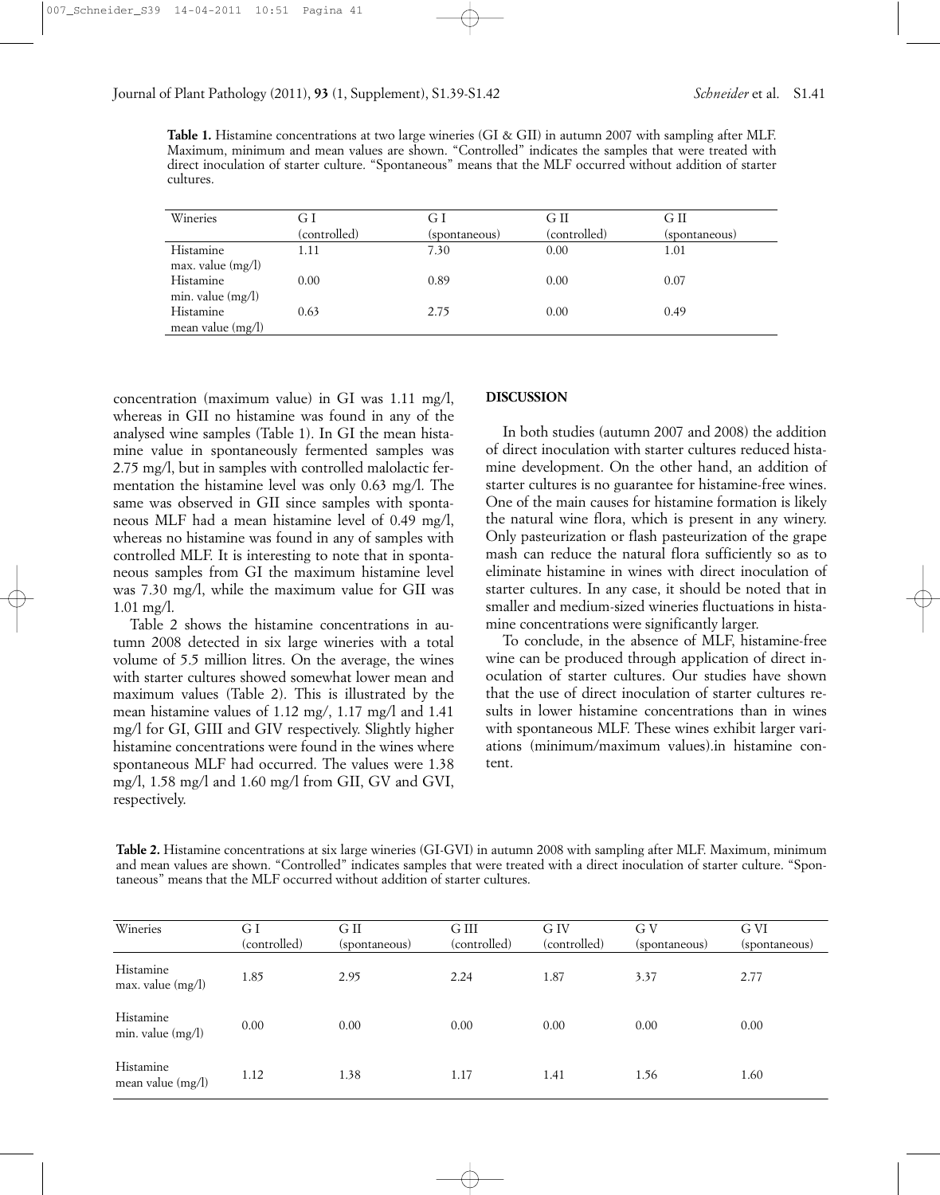**Table 1.** Histamine concentrations at two large wineries (GI & GII) in autumn 2007 with sampling after MLF. Maximum, minimum and mean values are shown. "Controlled" indicates the samples that were treated with direct inoculation of starter culture. "Spontaneous" means that the MLF occurred without addition of starter cultures.

| Wineries | G I (controlled) | G I (spontaneous) | G II (controlled) | G II (spontaneous) |
|---|---|---|---|---|
| Histamine max. value (mg/l) | 1.11 | 7.30 | 0.00 | 1.01 |
| Histamine min. value (mg/l) | 0.00 | 0.89 | 0.00 | 0.07 |
| Histamine mean value (mg/l) | 0.63 | 2.75 | 0.00 | 0.49 |

concentration (maximum value) in GI was 1.11 mg/l, whereas in GII no histamine was found in any of the analysed wine samples (Table 1). In GI the mean histamine value in spontaneously fermented samples was 2.75 mg/l, but in samples with controlled malolactic fermentation the histamine level was only 0.63 mg/l. The same was observed in GII since samples with spontaneous MLF had a mean histamine level of 0.49 mg/l, whereas no histamine was found in any of samples with controlled MLF. It is interesting to note that in spontaneous samples from GI the maximum histamine level was 7.30 mg/l, while the maximum value for GII was 1.01 mg/l.

Table 2 shows the histamine concentrations in autumn 2008 detected in six large wineries with a total volume of 5.5 million litres. On the average, the wines with starter cultures showed somewhat lower mean and maximum values (Table 2). This is illustrated by the mean histamine values of 1.12 mg/, 1.17 mg/l and 1.41 mg/l for GI, GIII and GIV respectively. Slightly higher histamine concentrations were found in the wines where spontaneous MLF had occurred. The values were 1.38 mg/l, 1.58 mg/l and 1.60 mg/l from GII, GV and GVI, respectively.

## DISCUSSION

In both studies (autumn 2007 and 2008) the addition of direct inoculation with starter cultures reduced histamine development. On the other hand, an addition of starter cultures is no guarantee for histamine-free wines. One of the main causes for histamine formation is likely the natural wine flora, which is present in any winery. Only pasteurization or flash pasteurization of the grape mash can reduce the natural flora sufficiently so as to eliminate histamine in wines with direct inoculation of starter cultures. In any case, it should be noted that in smaller and medium-sized wineries fluctuations in histamine concentrations were significantly larger.

To conclude, in the absence of MLF, histamine-free wine can be produced through application of direct inoculation of starter cultures. Our studies have shown that the use of direct inoculation of starter cultures results in lower histamine concentrations than in wines with spontaneous MLF. These wines exhibit larger variations (minimum/maximum values).in histamine content.

**Table 2.** Histamine concentrations at six large wineries (GI-GVI) in autumn 2008 with sampling after MLF. Maximum, minimum and mean values are shown. "Controlled" indicates samples that were treated with a direct inoculation of starter culture. "Spontaneous" means that the MLF occurred without addition of starter cultures.

| Wineries | G I (controlled) | G II (spontaneous) | G III (controlled) | G IV (controlled) | G V (spontaneous) | G VI (spontaneous) |
|---|---|---|---|---|---|---|
| Histamine max. value (mg/l) | 1.85 | 2.95 | 2.24 | 1.87 | 3.37 | 2.77 |
| Histamine min. value (mg/l) | 0.00 | 0.00 | 0.00 | 0.00 | 0.00 | 0.00 |
| Histamine mean value (mg/l) | 1.12 | 1.38 | 1.17 | 1.41 | 1.56 | 1.60 |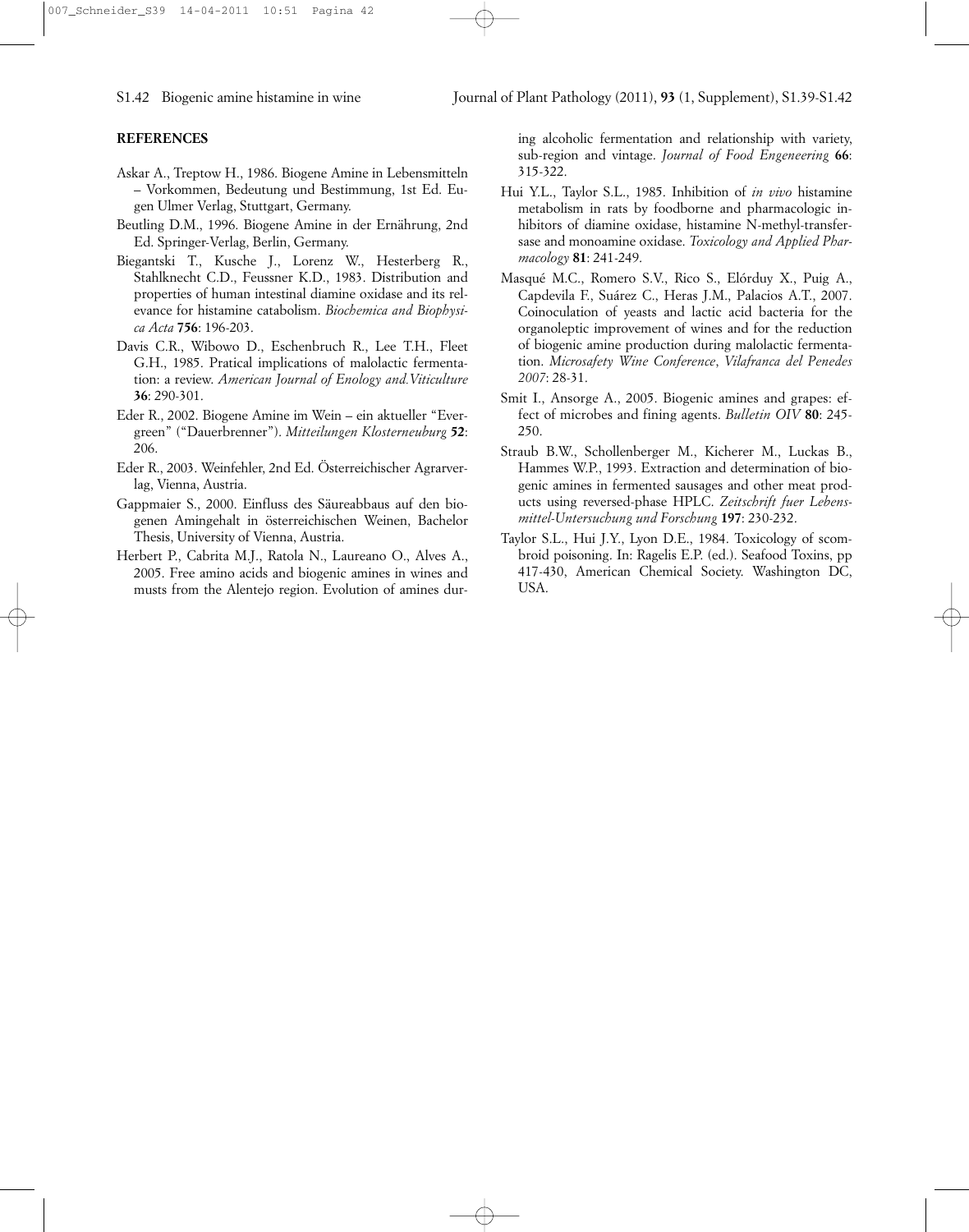## REFERENCES

Askar A., Treptow H., 1986. Biogene Amine in Lebensmitteln – Vorkommen, Bedeutung und Bestimmung, 1st Ed. Eugen Ulmer Verlag, Stuttgart, Germany.

Beutling D.M., 1996. Biogene Amine in der Ernährung, 2nd Ed. Springer-Verlag, Berlin, Germany.

Biegantski T., Kusche J., Lorenz W., Hesterberg R., Stahlknecht C.D., Feussner K.D., 1983. Distribution and properties of human intestinal diamine oxidase and its relevance for histamine catabolism. *Biochemica and Biophysica Acta* **756**: 196-203.

Davis C.R., Wibowo D., Eschenbruch R., Lee T.H., Fleet G.H., 1985. Pratical implications of malolactic fermentation: a review. *American Journal of Enology and.Viticulture* **36**: 290-301.

Eder R., 2002. Biogene Amine im Wein – ein aktueller "Evergreen" ("Dauerbrenner"). *Mitteilungen Klosterneuburg* **52**: 206.

Eder R., 2003. Weinfehler, 2nd Ed. Österreichischer Agrarverlag, Vienna, Austria.

Gappmaier S., 2000. Einfluss des Säureabbaus auf den biogenen Amingehalt in österreichischen Weinen, Bachelor Thesis, University of Vienna, Austria.

Herbert P., Cabrita M.J., Ratola N., Laureano O., Alves A., 2005. Free amino acids and biogenic amines in wines and musts from the Alentejo region. Evolution of amines during alcoholic fermentation and relationship with variety, sub-region and vintage. *Journal of Food Engeneering* **66**: 315-322.

Hui Y.L., Taylor S.L., 1985. Inhibition of *in vivo* histamine metabolism in rats by foodborne and pharmacologic inhibitors of diamine oxidase, histamine N-methyl-transfersase and monoamine oxidase. *Toxicology and Applied Pharmacology* **81**: 241-249.

Masqué M.C., Romero S.V., Rico S., Elórduy X., Puig A., Capdevila F., Suárez C., Heras J.M., Palacios A.T., 2007. Coinoculation of yeasts and lactic acid bacteria for the organoleptic improvement of wines and for the reduction of biogenic amine production during malolactic fermentation. *Microsafety Wine Conference*, *Vilafranca del Penedes 2007*: 28-31.

Smit I., Ansorge A., 2005. Biogenic amines and grapes: effect of microbes and fining agents. *Bulletin OIV* **80**: 245-250.

Straub B.W., Schollenberger M., Kicherer M., Luckas B., Hammes W.P., 1993. Extraction and determination of biogenic amines in fermented sausages and other meat products using reversed-phase HPLC. *Zeitschrift fuer Lebensmittel-Untersuchung und Forschung* **197**: 230-232.

Taylor S.L., Hui J.Y., Lyon D.E., 1984. Toxicology of scombroid poisoning. In: Ragelis E.P. (ed.). Seafood Toxins, pp 417-430, American Chemical Society. Washington DC, USA.